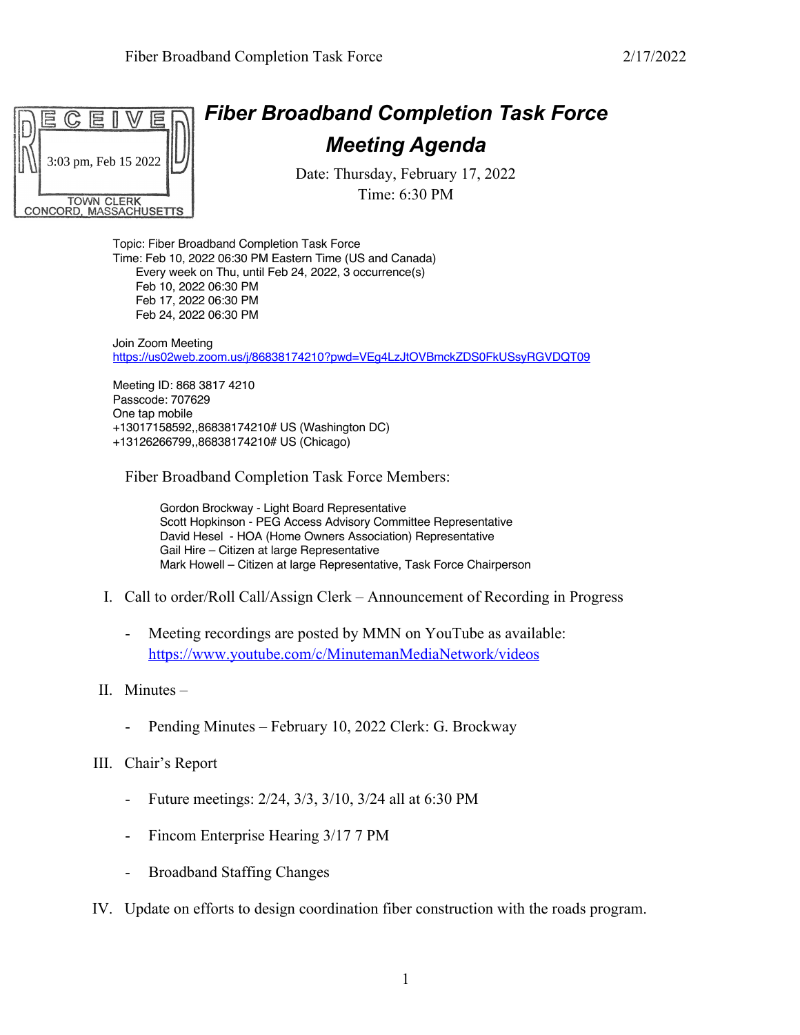RECEIVED
3:03 pm, Feb 15 2022
TOWN CLERK
CONCORD, MASSACHUSETTS

# *Fiber Broadband Completion Task Force*
# *Meeting Agenda*

Date: Thursday, February 17, 2022
Time: 6:30 PM

Topic: Fiber Broadband Completion Task Force
Time: Feb 10, 2022 06:30 PM Eastern Time (US and Canada)
Every week on Thu, until Feb 24, 2022, 3 occurrence(s)
Feb 10, 2022 06:30 PM
Feb 17, 2022 06:30 PM
Feb 24, 2022 06:30 PM

Join Zoom Meeting
https://us02web.zoom.us/j/86838174210?pwd=VEg4LzJtOVBmckZDS0FkUSsyRGVDQT09

Meeting ID: 868 3817 4210
Passcode: 707629
One tap mobile
+13017158592,,86838174210# US (Washington DC)
+13126266799,,86838174210# US (Chicago)

Fiber Broadband Completion Task Force Members:

Gordon Brockway - Light Board Representative
Scott Hopkinson - PEG Access Advisory Committee Representative
David Hesel - HOA (Home Owners Association) Representative
Gail Hire – Citizen at large Representative
Mark Howell – Citizen at large Representative, Task Force Chairperson

I. Call to order/Roll Call/Assign Clerk – Announcement of Recording in Progress
   - Meeting recordings are posted by MMN on YouTube as available: https://www.youtube.com/c/MinutemanMediaNetwork/videos

II. Minutes –
   - Pending Minutes – February 10, 2022 Clerk: G. Brockway

III. Chair's Report
   - Future meetings: 2/24, 3/3, 3/10, 3/24 all at 6:30 PM
   - Fincom Enterprise Hearing 3/17 7 PM
   - Broadband Staffing Changes

IV. Update on efforts to design coordination fiber construction with the roads program.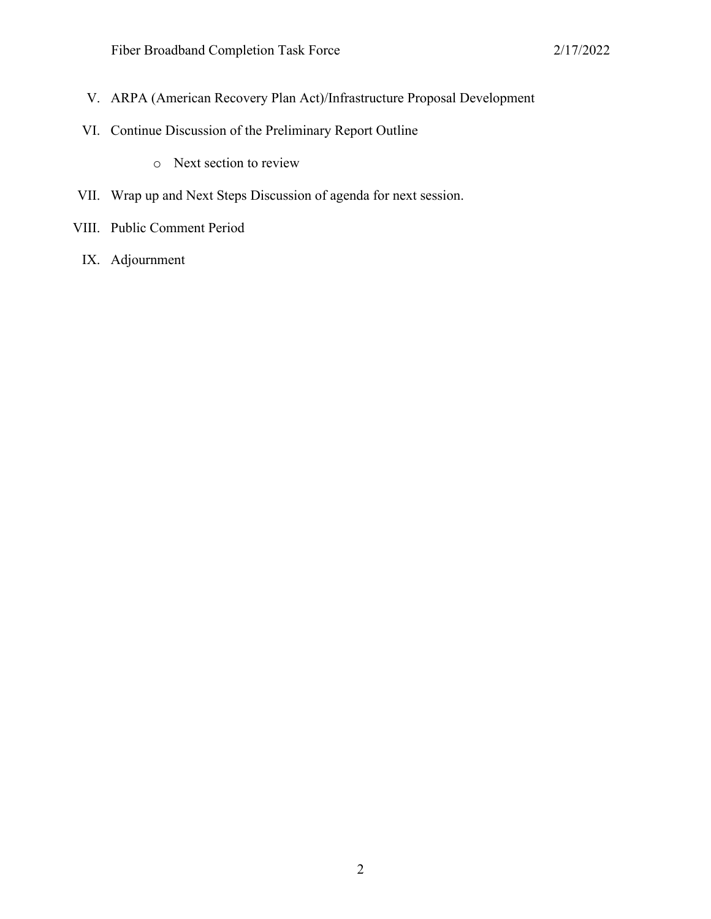V. ARPA (American Recovery Plan Act)/Infrastructure Proposal Development

VI. Continue Discussion of the Preliminary Report Outline

   - Next section to review

VII. Wrap up and Next Steps Discussion of agenda for next session.

VIII. Public Comment Period

IX. Adjournment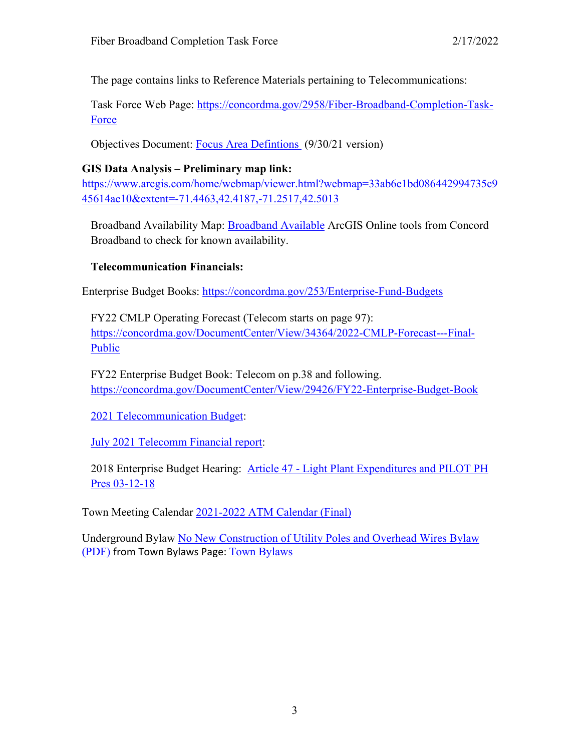The page contains links to Reference Materials pertaining to Telecommunications:

Task Force Web Page: https://concordma.gov/2958/Fiber-Broadband-Completion-Task-Force

Objectives Document: Focus Area Defintions (9/30/21 version)

**GIS Data Analysis – Preliminary map link:**
https://www.arcgis.com/home/webmap/viewer.html?webmap=33ab6e1bd086442994735c945614ae10&extent=-71.4463,42.4187,-71.2517,42.5013

Broadband Availability Map: Broadband Available ArcGIS Online tools from Concord Broadband to check for known availability.

**Telecommunication Financials:**

Enterprise Budget Books: https://concordma.gov/253/Enterprise-Fund-Budgets

FY22 CMLP Operating Forecast (Telecom starts on page 97): https://concordma.gov/DocumentCenter/View/34364/2022-CMLP-Forecast---Final-Public

FY22 Enterprise Budget Book: Telecom on p.38 and following. https://concordma.gov/DocumentCenter/View/29426/FY22-Enterprise-Budget-Book

2021 Telecommunication Budget:

July 2021 Telecomm Financial report:

2018 Enterprise Budget Hearing: Article 47 - Light Plant Expenditures and PILOT PH Pres 03-12-18

Town Meeting Calendar 2021-2022 ATM Calendar (Final)

Underground Bylaw No New Construction of Utility Poles and Overhead Wires Bylaw (PDF) from Town Bylaws Page: Town Bylaws